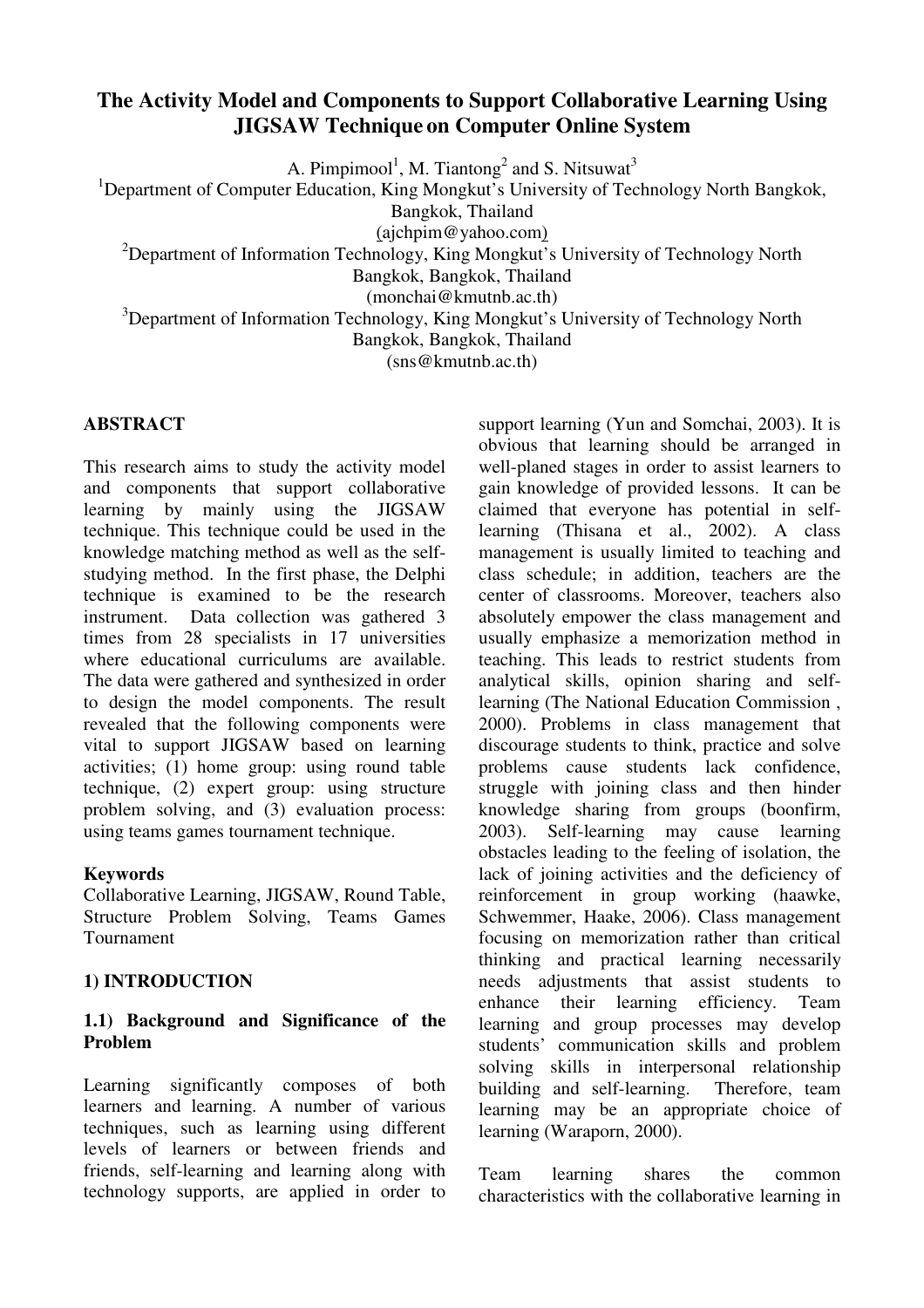# The Activity Model and Components to Support Collaborative Learning Using JIGSAW Technique on Computer Online System

A. Pimpimool[1], M. Tiantong[2] and S. Nitsuwat[3]

[1]Department of Computer Education, King Mongkut's University of Technology North Bangkok, Bangkok, Thailand
(ajchpim@yahoo.com)

[2]Department of Information Technology, King Mongkut's University of Technology North Bangkok, Bangkok, Thailand
(monchai@kmutnb.ac.th)

[3]Department of Information Technology, King Mongkut's University of Technology North Bangkok, Bangkok, Thailand
(sns@kmutnb.ac.th)

## ABSTRACT

This research aims to study the activity model and components that support collaborative learning by mainly using the JIGSAW technique. This technique could be used in the knowledge matching method as well as the self-studying method. In the first phase, the Delphi technique is examined to be the research instrument. Data collection was gathered 3 times from 28 specialists in 17 universities where educational curriculums are available. The data were gathered and synthesized in order to design the model components. The result revealed that the following components were vital to support JIGSAW based on learning activities; (1) home group: using round table technique, (2) expert group: using structure problem solving, and (3) evaluation process: using teams games tournament technique.

### Keywords

Collaborative Learning, JIGSAW, Round Table, Structure Problem Solving, Teams Games Tournament

## 1) INTRODUCTION

### 1.1) Background and Significance of the Problem

Learning significantly composes of both learners and learning. A number of various techniques, such as learning using different levels of learners or between friends and friends, self-learning and learning along with technology supports, are applied in order to support learning (Yun and Somchai, 2003). It is obvious that learning should be arranged in well-planed stages in order to assist learners to gain knowledge of provided lessons. It can be claimed that everyone has potential in self-learning (Thisana et al., 2002). A class management is usually limited to teaching and class schedule; in addition, teachers are the center of classrooms. Moreover, teachers also absolutely empower the class management and usually emphasize a memorization method in teaching. This leads to restrict students from analytical skills, opinion sharing and self-learning (The National Education Commission , 2000). Problems in class management that discourage students to think, practice and solve problems cause students lack confidence, struggle with joining class and then hinder knowledge sharing from groups (boonfirm, 2003). Self-learning may cause learning obstacles leading to the feeling of isolation, the lack of joining activities and the deficiency of reinforcement in group working (haawke, Schwemmer, Haake, 2006). Class management focusing on memorization rather than critical thinking and practical learning necessarily needs adjustments that assist students to enhance their learning efficiency. Team learning and group processes may develop students' communication skills and problem solving skills in interpersonal relationship building and self-learning. Therefore, team learning may be an appropriate choice of learning (Waraporn, 2000).

Team learning shares the common characteristics with the collaborative learning in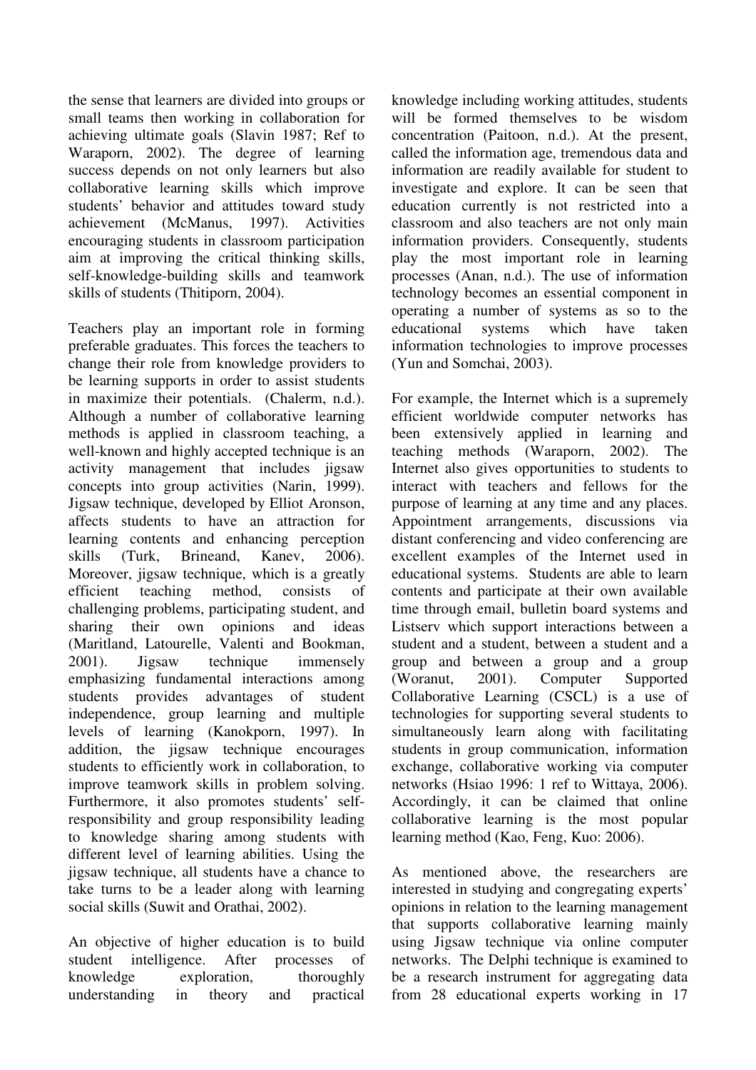the sense that learners are divided into groups or small teams then working in collaboration for achieving ultimate goals (Slavin 1987; Ref to Waraporn, 2002). The degree of learning success depends on not only learners but also collaborative learning skills which improve students' behavior and attitudes toward study achievement (McManus, 1997). Activities encouraging students in classroom participation aim at improving the critical thinking skills, self-knowledge-building skills and teamwork skills of students (Thitiporn, 2004).

Teachers play an important role in forming preferable graduates. This forces the teachers to change their role from knowledge providers to be learning supports in order to assist students in maximize their potentials. (Chalerm, n.d.). Although a number of collaborative learning methods is applied in classroom teaching, a well-known and highly accepted technique is an activity management that includes jigsaw concepts into group activities (Narin, 1999). Jigsaw technique, developed by Elliot Aronson, affects students to have an attraction for learning contents and enhancing perception skills (Turk, Brineand, Kanev, 2006). Moreover, jigsaw technique, which is a greatly efficient teaching method, consists of challenging problems, participating student, and sharing their own opinions and ideas (Maritland, Latourelle, Valenti and Bookman, 2001). Jigsaw technique immensely emphasizing fundamental interactions among students provides advantages of student independence, group learning and multiple levels of learning (Kanokporn, 1997). In addition, the jigsaw technique encourages students to efficiently work in collaboration, to improve teamwork skills in problem solving. Furthermore, it also promotes students' self-responsibility and group responsibility leading to knowledge sharing among students with different level of learning abilities. Using the jigsaw technique, all students have a chance to take turns to be a leader along with learning social skills (Suwit and Orathai, 2002).

An objective of higher education is to build student intelligence. After processes of knowledge exploration, thoroughly understanding in theory and practical knowledge including working attitudes, students will be formed themselves to be wisdom concentration (Paitoon, n.d.). At the present, called the information age, tremendous data and information are readily available for student to investigate and explore. It can be seen that education currently is not restricted into a classroom and also teachers are not only main information providers. Consequently, students play the most important role in learning processes (Anan, n.d.). The use of information technology becomes an essential component in operating a number of systems as so to the educational systems which have taken information technologies to improve processes (Yun and Somchai, 2003).

For example, the Internet which is a supremely efficient worldwide computer networks has been extensively applied in learning and teaching methods (Waraporn, 2002). The Internet also gives opportunities to students to interact with teachers and fellows for the purpose of learning at any time and any places. Appointment arrangements, discussions via distant conferencing and video conferencing are excellent examples of the Internet used in educational systems. Students are able to learn contents and participate at their own available time through email, bulletin board systems and Listserv which support interactions between a student and a student, between a student and a group and between a group and a group (Woranut, 2001). Computer Supported Collaborative Learning (CSCL) is a use of technologies for supporting several students to simultaneously learn along with facilitating students in group communication, information exchange, collaborative working via computer networks (Hsiao 1996: 1 ref to Wittaya, 2006). Accordingly, it can be claimed that online collaborative learning is the most popular learning method (Kao, Feng, Kuo: 2006).

As mentioned above, the researchers are interested in studying and congregating experts' opinions in relation to the learning management that supports collaborative learning mainly using Jigsaw technique via online computer networks. The Delphi technique is examined to be a research instrument for aggregating data from 28 educational experts working in 17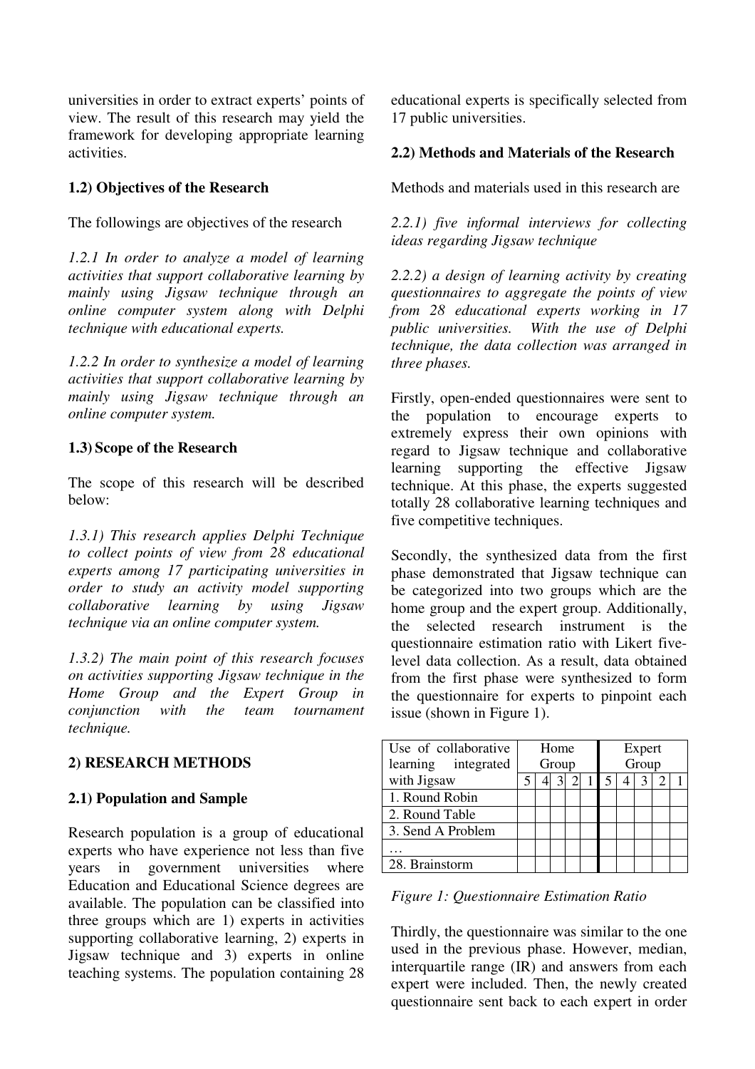universities in order to extract experts' points of view. The result of this research may yield the framework for developing appropriate learning activities.

### 1.2) Objectives of the Research

The followings are objectives of the research

*1.2.1 In order to analyze a model of learning activities that support collaborative learning by mainly using Jigsaw technique through an online computer system along with Delphi technique with educational experts.*

*1.2.2 In order to synthesize a model of learning activities that support collaborative learning by mainly using Jigsaw technique through an online computer system.*

### 1.3) Scope of the Research

The scope of this research will be described below:

*1.3.1) This research applies Delphi Technique to collect points of view from 28 educational experts among 17 participating universities in order to study an activity model supporting collaborative learning by using Jigsaw technique via an online computer system.*

*1.3.2) The main point of this research focuses on activities supporting Jigsaw technique in the Home Group and the Expert Group in conjunction with the team tournament technique.*

## 2) RESEARCH METHODS

### 2.1) Population and Sample

Research population is a group of educational experts who have experience not less than five years in government universities where Education and Educational Science degrees are available. The population can be classified into three groups which are 1) experts in activities supporting collaborative learning, 2) experts in Jigsaw technique and 3) experts in online teaching systems. The population containing 28 educational experts is specifically selected from 17 public universities.

### 2.2) Methods and Materials of the Research

Methods and materials used in this research are

*2.2.1) five informal interviews for collecting ideas regarding Jigsaw technique*

*2.2.2) a design of learning activity by creating questionnaires to aggregate the points of view from 28 educational experts working in 17 public universities. With the use of Delphi technique, the data collection was arranged in three phases.*

Firstly, open-ended questionnaires were sent to the population to encourage experts to extremely express their own opinions with regard to Jigsaw technique and collaborative learning supporting the effective Jigsaw technique. At this phase, the experts suggested totally 28 collaborative learning techniques and five competitive techniques.

Secondly, the synthesized data from the first phase demonstrated that Jigsaw technique can be categorized into two groups which are the home group and the expert group. Additionally, the selected research instrument is the questionnaire estimation ratio with Likert five-level data collection. As a result, data obtained from the first phase were synthesized to form the questionnaire for experts to pinpoint each issue (shown in Figure 1).

| Use of collaborative learning integrated with Jigsaw | Home Group | | | | | Expert Group | | | | |
|---|---|---|---|---|---|---|---|---|---|---|
| | 5 | 4 | 3 | 2 | 1 | 5 | 4 | 3 | 2 | 1 |
| 1. Round Robin | | | | | | | | | | |
| 2. Round Table | | | | | | | | | | |
| 3. Send A Problem | | | | | | | | | | |
| … | | | | | | | | | | |
| 28. Brainstorm | | | | | | | | | | |

*Figure 1: Questionnaire Estimation Ratio*

Thirdly, the questionnaire was similar to the one used in the previous phase. However, median, interquartile range (IR) and answers from each expert were included. Then, the newly created questionnaire sent back to each expert in order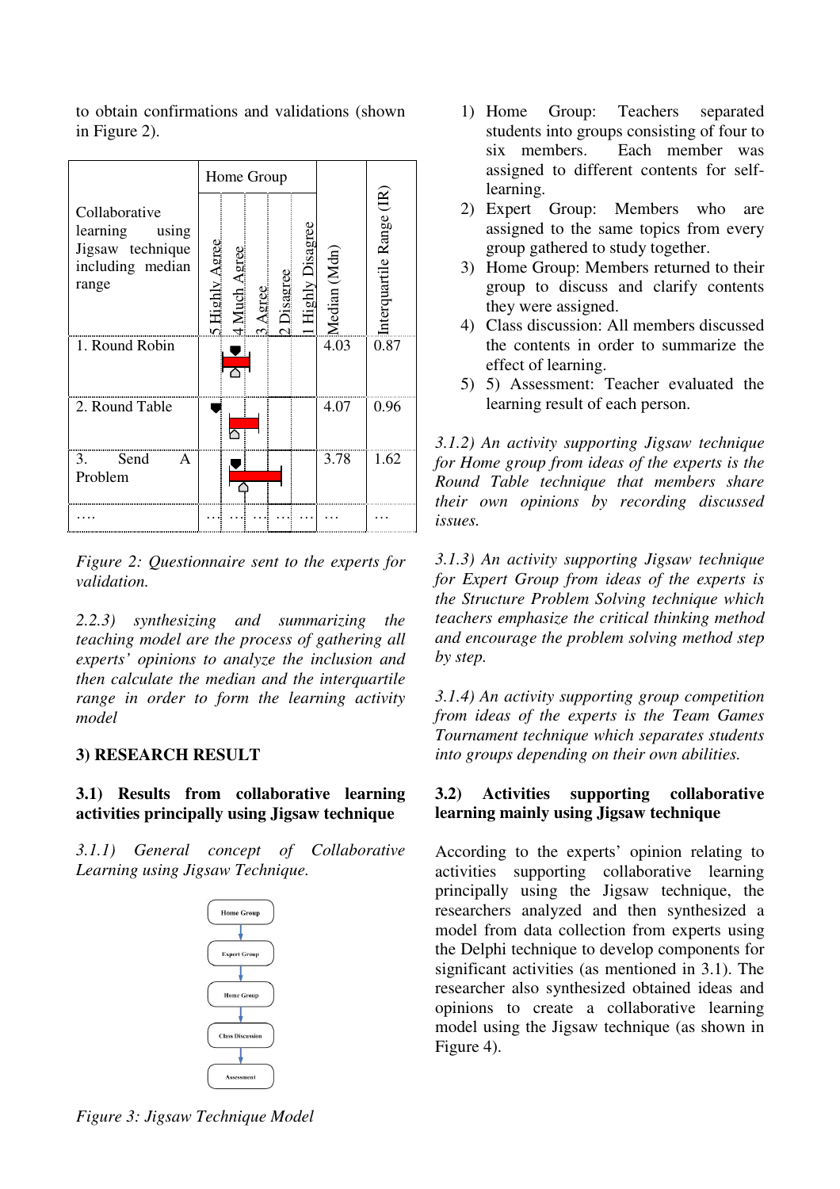to obtain confirmations and validations (shown in Figure 2).

| Collaborative learning using Jigsaw technique including median range | Home Group | | | | | Median (Mdn) | Interquartile Range (IR) |
|---|---|---|---|---|---|---|---|
| | 5 Highly Agree | 4 Much Agree | 3 Agree | 2 Disagree | 1 Highly Disagree | | |
| 1. Round Robin | | | | | | 4.03 | 0.87 |
| 2. Round Table | | | | | | 4.07 | 0.96 |
| 3. Send A Problem | | | | | | 3.78 | 1.62 |
| …. | … | … | … | … | … | … | … |

*Figure 2: Questionnaire sent to the experts for validation.*

*2.2.3) synthesizing and summarizing the teaching model are the process of gathering all experts' opinions to analyze the inclusion and then calculate the median and the interquartile range in order to form the learning activity model*

## 3) RESEARCH RESULT

### 3.1) Results from collaborative learning activities principally using Jigsaw technique

*3.1.1) General concept of Collaborative Learning using Jigsaw Technique.*

Home Group → Expert Group → Home Group → Class Discussion → Assessment

*Figure 3: Jigsaw Technique Model*

1) Home Group: Teachers separated students into groups consisting of four to six members. Each member was assigned to different contents for self-learning.
2) Expert Group: Members who are assigned to the same topics from every group gathered to study together.
3) Home Group: Members returned to their group to discuss and clarify contents they were assigned.
4) Class discussion: All members discussed the contents in order to summarize the effect of learning.
5) 5) Assessment: Teacher evaluated the learning result of each person.

*3.1.2) An activity supporting Jigsaw technique for Home group from ideas of the experts is the Round Table technique that members share their own opinions by recording discussed issues.*

*3.1.3) An activity supporting Jigsaw technique for Expert Group from ideas of the experts is the Structure Problem Solving technique which teachers emphasize the critical thinking method and encourage the problem solving method step by step.*

*3.1.4) An activity supporting group competition from ideas of the experts is the Team Games Tournament technique which separates students into groups depending on their own abilities.*

### 3.2) Activities supporting collaborative learning mainly using Jigsaw technique

According to the experts' opinion relating to activities supporting collaborative learning principally using the Jigsaw technique, the researchers analyzed and then synthesized a model from data collection from experts using the Delphi technique to develop components for significant activities (as mentioned in 3.1). The researcher also synthesized obtained ideas and opinions to create a collaborative learning model using the Jigsaw technique (as shown in Figure 4).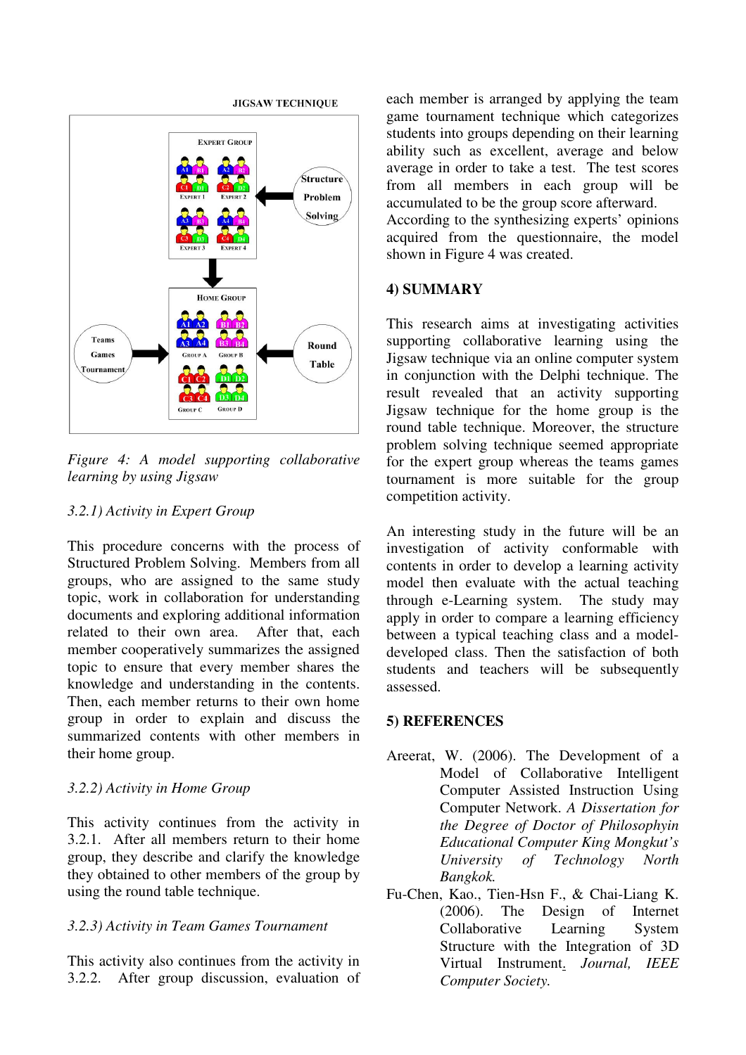*Figure 4: A model supporting collaborative learning by using Jigsaw*

*3.2.1) Activity in Expert Group*

This procedure concerns with the process of Structured Problem Solving. Members from all groups, who are assigned to the same study topic, work in collaboration for understanding documents and exploring additional information related to their own area. After that, each member cooperatively summarizes the assigned topic to ensure that every member shares the knowledge and understanding in the contents. Then, each member returns to their own home group in order to explain and discuss the summarized contents with other members in their home group.

*3.2.2) Activity in Home Group*

This activity continues from the activity in 3.2.1. After all members return to their home group, they describe and clarify the knowledge they obtained to other members of the group by using the round table technique.

*3.2.3) Activity in Team Games Tournament*

This activity also continues from the activity in 3.2.2. After group discussion, evaluation of each member is arranged by applying the team game tournament technique which categorizes students into groups depending on their learning ability such as excellent, average and below average in order to take a test. The test scores from all members in each group will be accumulated to be the group score afterward. According to the synthesizing experts' opinions acquired from the questionnaire, the model shown in Figure 4 was created.

## 4) SUMMARY

This research aims at investigating activities supporting collaborative learning using the Jigsaw technique via an online computer system in conjunction with the Delphi technique. The result revealed that an activity supporting Jigsaw technique for the home group is the round table technique. Moreover, the structure problem solving technique seemed appropriate for the expert group whereas the teams games tournament is more suitable for the group competition activity.

An interesting study in the future will be an investigation of activity conformable with contents in order to develop a learning activity model then evaluate with the actual teaching through e-Learning system. The study may apply in order to compare a learning efficiency between a typical teaching class and a model-developed class. Then the satisfaction of both students and teachers will be subsequently assessed.

## 5) REFERENCES

Areerat, W. (2006). The Development of a Model of Collaborative Intelligent Computer Assisted Instruction Using Computer Network. *A Dissertation for the Degree of Doctor of Philosophyin Educational Computer King Mongkut's University of Technology North Bangkok.*

Fu-Chen, Kao., Tien-Hsn F., & Chai-Liang K. (2006). The Design of Internet Collaborative Learning System Structure with the Integration of 3D Virtual Instrument. *Journal, IEEE Computer Society.*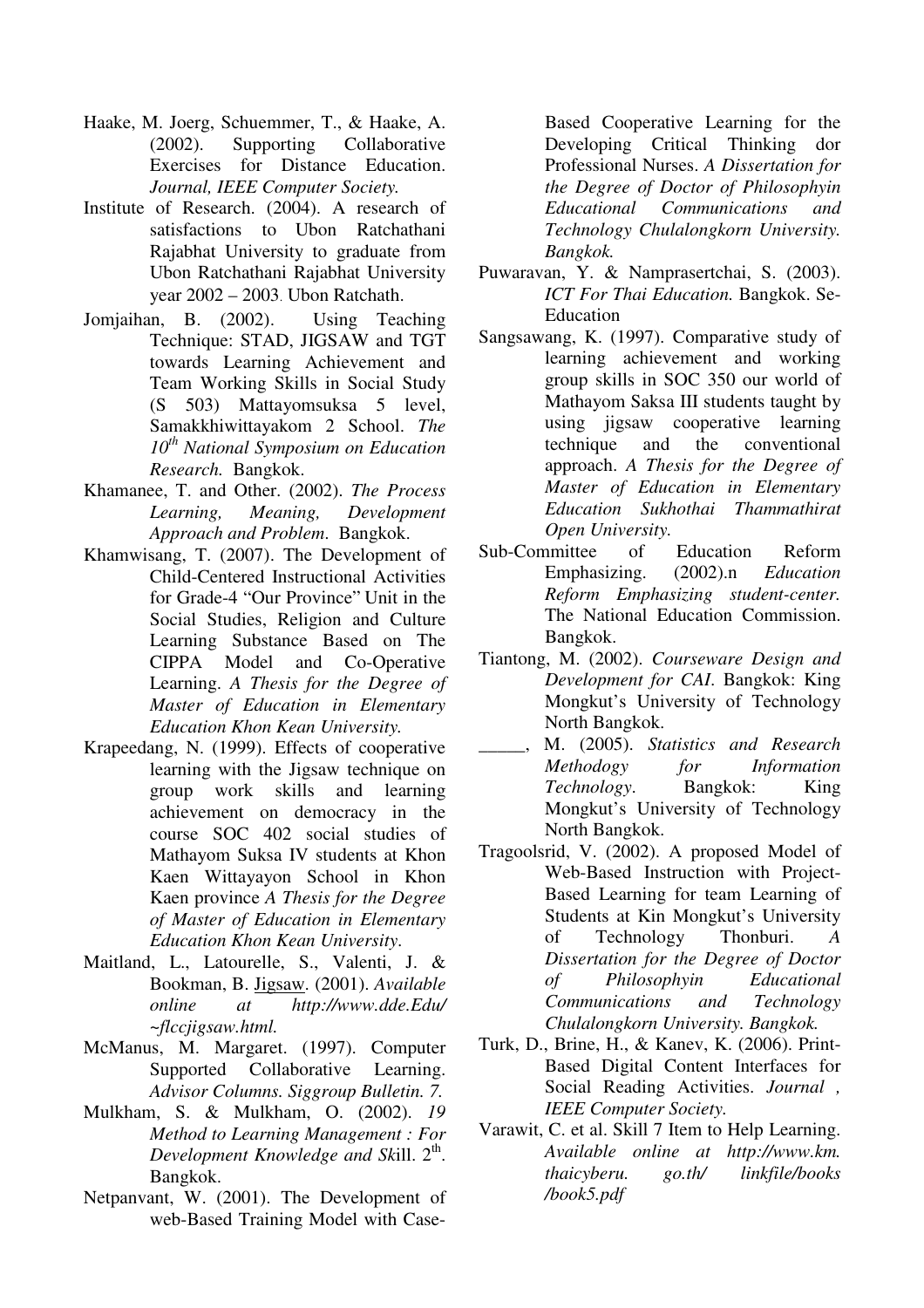Haake, M. Joerg, Schuemmer, T., & Haake, A. (2002). Supporting Collaborative Exercises for Distance Education. *Journal, IEEE Computer Society.*

Institute of Research. (2004). A research of satisfactions to Ubon Ratchathani Rajabhat University to graduate from Ubon Ratchathani Rajabhat University year 2002 – 2003. Ubon Ratchath.

Jomjaihan, B. (2002). Using Teaching Technique: STAD, JIGSAW and TGT towards Learning Achievement and Team Working Skills in Social Study (S 503) Mattayomsuksa 5 level, Samakkhiwittayakom 2 School. *The 10th National Symposium on Education Research.* Bangkok.

Khamanee, T. and Other. (2002). *The Process Learning, Meaning, Development Approach and Problem*. Bangkok.

Khamwisang, T. (2007). The Development of Child-Centered Instructional Activities for Grade-4 "Our Province" Unit in the Social Studies, Religion and Culture Learning Substance Based on The CIPPA Model and Co-Operative Learning. *A Thesis for the Degree of Master of Education in Elementary Education Khon Kean University.*

Krapeedang, N. (1999). Effects of cooperative learning with the Jigsaw technique on group work skills and learning achievement on democracy in the course SOC 402 social studies of Mathayom Suksa IV students at Khon Kaen Wittayayon School in Khon Kaen province *A Thesis for the Degree of Master of Education in Elementary Education Khon Kean University*.

Maitland, L., Latourelle, S., Valenti, J. & Bookman, B. Jigsaw. (2001). *Available online at http://www.dde.Edu/~flccjigsaw.html.*

McManus, M. Margaret. (1997). Computer Supported Collaborative Learning. *Advisor Columns. Siggroup Bulletin. 7.*

Mulkham, S. & Mulkham, O. (2002). *19 Method to Learning Management : For Development Knowledge and Sk*ill. 2th. Bangkok.

Netpanvant, W. (2001). The Development of web-Based Training Model with Case-Based Cooperative Learning for the Developing Critical Thinking dor Professional Nurses. *A Dissertation for the Degree of Doctor of Philosophyin Educational Communications and Technology Chulalongkorn University. Bangkok.*

Puwaravan, Y. & Namprasertchai, S. (2003). *ICT For Thai Education.* Bangkok. Se-Education

Sangsawang, K. (1997). Comparative study of learning achievement and working group skills in SOC 350 our world of Mathayom Saksa III students taught by using jigsaw cooperative learning technique and the conventional approach. *A Thesis for the Degree of Master of Education in Elementary Education Sukhothai Thammathirat Open University.*

Sub-Committee of Education Reform Emphasizing. (2002).n *Education Reform Emphasizing student-center.* The National Education Commission. Bangkok.

Tiantong, M. (2002). *Courseware Design and Development for CAI*. Bangkok: King Mongkut's University of Technology North Bangkok.

_____, M. (2005). *Statistics and Research Methodogy for Information Technology*. Bangkok: King Mongkut's University of Technology North Bangkok.

Tragoolsrid, V. (2002). A proposed Model of Web-Based Instruction with Project-Based Learning for team Learning of Students at Kin Mongkut's University of Technology Thonburi. *A Dissertation for the Degree of Doctor of Philosophyin Educational Communications and Technology Chulalongkorn University. Bangkok.*

Turk, D., Brine, H., & Kanev, K. (2006). Print-Based Digital Content Interfaces for Social Reading Activities. *Journal , IEEE Computer Society.*

Varawit, C. et al. Skill 7 Item to Help Learning. *Available online at http://www.km.thaicyberu.go.th/linkfile/books/book5.pdf*